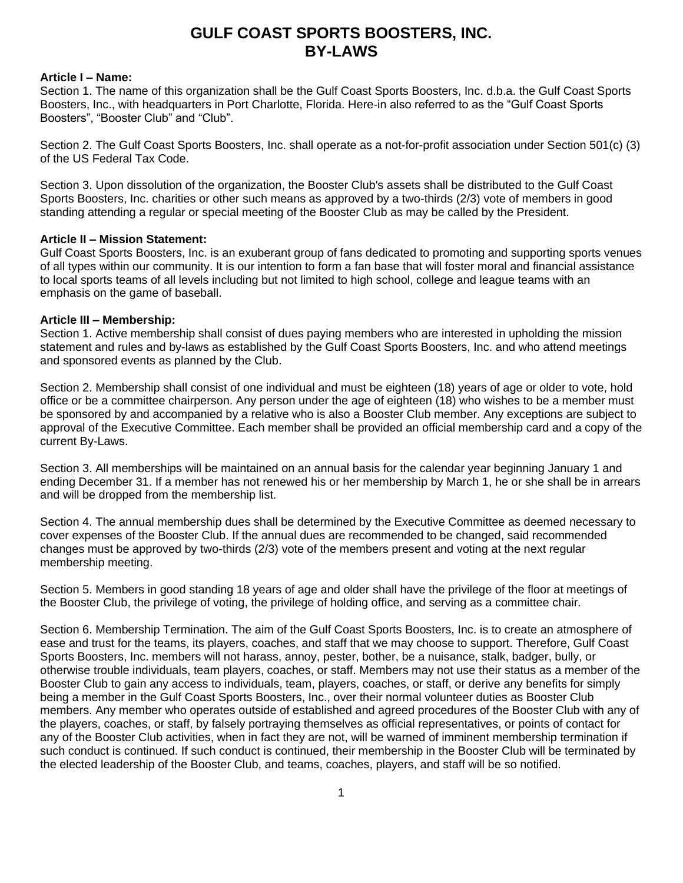# GULF COAST SPORTS BOOSTERS, INC.
# BY-LAWS

**Article I – Name:**
Section 1. The name of this organization shall be the Gulf Coast Sports Boosters, Inc. d.b.a. the Gulf Coast Sports Boosters, Inc., with headquarters in Port Charlotte, Florida. Here-in also referred to as the "Gulf Coast Sports Boosters", "Booster Club" and "Club".

Section 2. The Gulf Coast Sports Boosters, Inc. shall operate as a not-for-profit association under Section 501(c) (3) of the US Federal Tax Code.

Section 3. Upon dissolution of the organization, the Booster Club's assets shall be distributed to the Gulf Coast Sports Boosters, Inc. charities or other such means as approved by a two-thirds (2/3) vote of members in good standing attending a regular or special meeting of the Booster Club as may be called by the President.

**Article II – Mission Statement:**
Gulf Coast Sports Boosters, Inc. is an exuberant group of fans dedicated to promoting and supporting sports venues of all types within our community. It is our intention to form a fan base that will foster moral and financial assistance to local sports teams of all levels including but not limited to high school, college and league teams with an emphasis on the game of baseball.

**Article III – Membership:**
Section 1. Active membership shall consist of dues paying members who are interested in upholding the mission statement and rules and by-laws as established by the Gulf Coast Sports Boosters, Inc. and who attend meetings and sponsored events as planned by the Club.

Section 2. Membership shall consist of one individual and must be eighteen (18) years of age or older to vote, hold office or be a committee chairperson. Any person under the age of eighteen (18) who wishes to be a member must be sponsored by and accompanied by a relative who is also a Booster Club member. Any exceptions are subject to approval of the Executive Committee. Each member shall be provided an official membership card and a copy of the current By-Laws.

Section 3. All memberships will be maintained on an annual basis for the calendar year beginning January 1 and ending December 31. If a member has not renewed his or her membership by March 1, he or she shall be in arrears and will be dropped from the membership list.

Section 4. The annual membership dues shall be determined by the Executive Committee as deemed necessary to cover expenses of the Booster Club. If the annual dues are recommended to be changed, said recommended changes must be approved by two-thirds (2/3) vote of the members present and voting at the next regular membership meeting.

Section 5. Members in good standing 18 years of age and older shall have the privilege of the floor at meetings of the Booster Club, the privilege of voting, the privilege of holding office, and serving as a committee chair.

Section 6. Membership Termination. The aim of the Gulf Coast Sports Boosters, Inc. is to create an atmosphere of ease and trust for the teams, its players, coaches, and staff that we may choose to support. Therefore, Gulf Coast Sports Boosters, Inc. members will not harass, annoy, pester, bother, be a nuisance, stalk, badger, bully, or otherwise trouble individuals, team players, coaches, or staff. Members may not use their status as a member of the Booster Club to gain any access to individuals, team, players, coaches, or staff, or derive any benefits for simply being a member in the Gulf Coast Sports Boosters, Inc., over their normal volunteer duties as Booster Club members. Any member who operates outside of established and agreed procedures of the Booster Club with any of the players, coaches, or staff, by falsely portraying themselves as official representatives, or points of contact for any of the Booster Club activities, when in fact they are not, will be warned of imminent membership termination if such conduct is continued. If such conduct is continued, their membership in the Booster Club will be terminated by the elected leadership of the Booster Club, and teams, coaches, players, and staff will be so notified.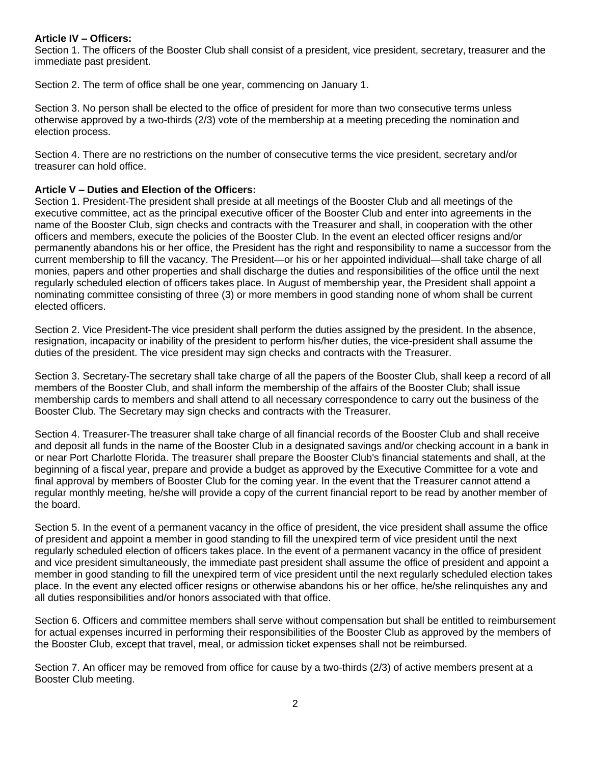**Article IV – Officers:**
Section 1. The officers of the Booster Club shall consist of a president, vice president, secretary, treasurer and the immediate past president.

Section 2. The term of office shall be one year, commencing on January 1.

Section 3. No person shall be elected to the office of president for more than two consecutive terms unless otherwise approved by a two-thirds (2/3) vote of the membership at a meeting preceding the nomination and election process.

Section 4. There are no restrictions on the number of consecutive terms the vice president, secretary and/or treasurer can hold office.

**Article V – Duties and Election of the Officers:**
Section 1. President-The president shall preside at all meetings of the Booster Club and all meetings of the executive committee, act as the principal executive officer of the Booster Club and enter into agreements in the name of the Booster Club, sign checks and contracts with the Treasurer and shall, in cooperation with the other officers and members, execute the policies of the Booster Club. In the event an elected officer resigns and/or permanently abandons his or her office, the President has the right and responsibility to name a successor from the current membership to fill the vacancy. The President—or his or her appointed individual—shall take charge of all monies, papers and other properties and shall discharge the duties and responsibilities of the office until the next regularly scheduled election of officers takes place. In August of membership year, the President shall appoint a nominating committee consisting of three (3) or more members in good standing none of whom shall be current elected officers.

Section 2. Vice President-The vice president shall perform the duties assigned by the president. In the absence, resignation, incapacity or inability of the president to perform his/her duties, the vice-president shall assume the duties of the president. The vice president may sign checks and contracts with the Treasurer.

Section 3. Secretary-The secretary shall take charge of all the papers of the Booster Club, shall keep a record of all members of the Booster Club, and shall inform the membership of the affairs of the Booster Club; shall issue membership cards to members and shall attend to all necessary correspondence to carry out the business of the Booster Club. The Secretary may sign checks and contracts with the Treasurer.

Section 4. Treasurer-The treasurer shall take charge of all financial records of the Booster Club and shall receive and deposit all funds in the name of the Booster Club in a designated savings and/or checking account in a bank in or near Port Charlotte Florida. The treasurer shall prepare the Booster Club's financial statements and shall, at the beginning of a fiscal year, prepare and provide a budget as approved by the Executive Committee for a vote and final approval by members of Booster Club for the coming year. In the event that the Treasurer cannot attend a regular monthly meeting, he/she will provide a copy of the current financial report to be read by another member of the board.

Section 5. In the event of a permanent vacancy in the office of president, the vice president shall assume the office of president and appoint a member in good standing to fill the unexpired term of vice president until the next regularly scheduled election of officers takes place. In the event of a permanent vacancy in the office of president and vice president simultaneously, the immediate past president shall assume the office of president and appoint a member in good standing to fill the unexpired term of vice president until the next regularly scheduled election takes place. In the event any elected officer resigns or otherwise abandons his or her office, he/she relinquishes any and all duties responsibilities and/or honors associated with that office.

Section 6. Officers and committee members shall serve without compensation but shall be entitled to reimbursement for actual expenses incurred in performing their responsibilities of the Booster Club as approved by the members of the Booster Club, except that travel, meal, or admission ticket expenses shall not be reimbursed.

Section 7. An officer may be removed from office for cause by a two-thirds (2/3) of active members present at a Booster Club meeting.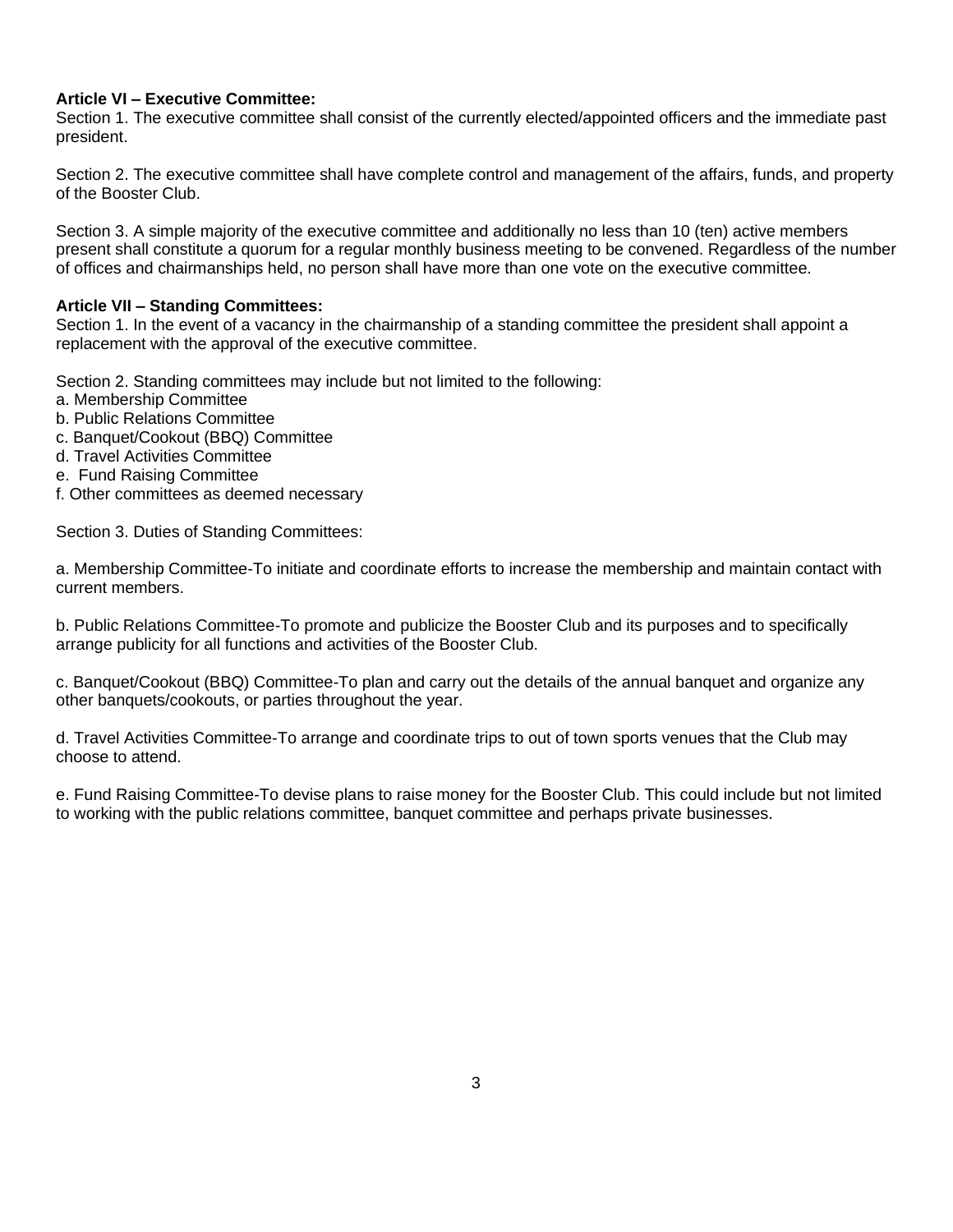**Article VI – Executive Committee:**
Section 1. The executive committee shall consist of the currently elected/appointed officers and the immediate past president.

Section 2. The executive committee shall have complete control and management of the affairs, funds, and property of the Booster Club.

Section 3. A simple majority of the executive committee and additionally no less than 10 (ten) active members present shall constitute a quorum for a regular monthly business meeting to be convened. Regardless of the number of offices and chairmanships held, no person shall have more than one vote on the executive committee.

**Article VII – Standing Committees:**
Section 1. In the event of a vacancy in the chairmanship of a standing committee the president shall appoint a replacement with the approval of the executive committee.

Section 2. Standing committees may include but not limited to the following:
a. Membership Committee
b. Public Relations Committee
c. Banquet/Cookout (BBQ) Committee
d. Travel Activities Committee
e. Fund Raising Committee
f. Other committees as deemed necessary

Section 3. Duties of Standing Committees:

a. Membership Committee-To initiate and coordinate efforts to increase the membership and maintain contact with current members.

b. Public Relations Committee-To promote and publicize the Booster Club and its purposes and to specifically arrange publicity for all functions and activities of the Booster Club.

c. Banquet/Cookout (BBQ) Committee-To plan and carry out the details of the annual banquet and organize any other banquets/cookouts, or parties throughout the year.

d. Travel Activities Committee-To arrange and coordinate trips to out of town sports venues that the Club may choose to attend.

e. Fund Raising Committee-To devise plans to raise money for the Booster Club. This could include but not limited to working with the public relations committee, banquet committee and perhaps private businesses.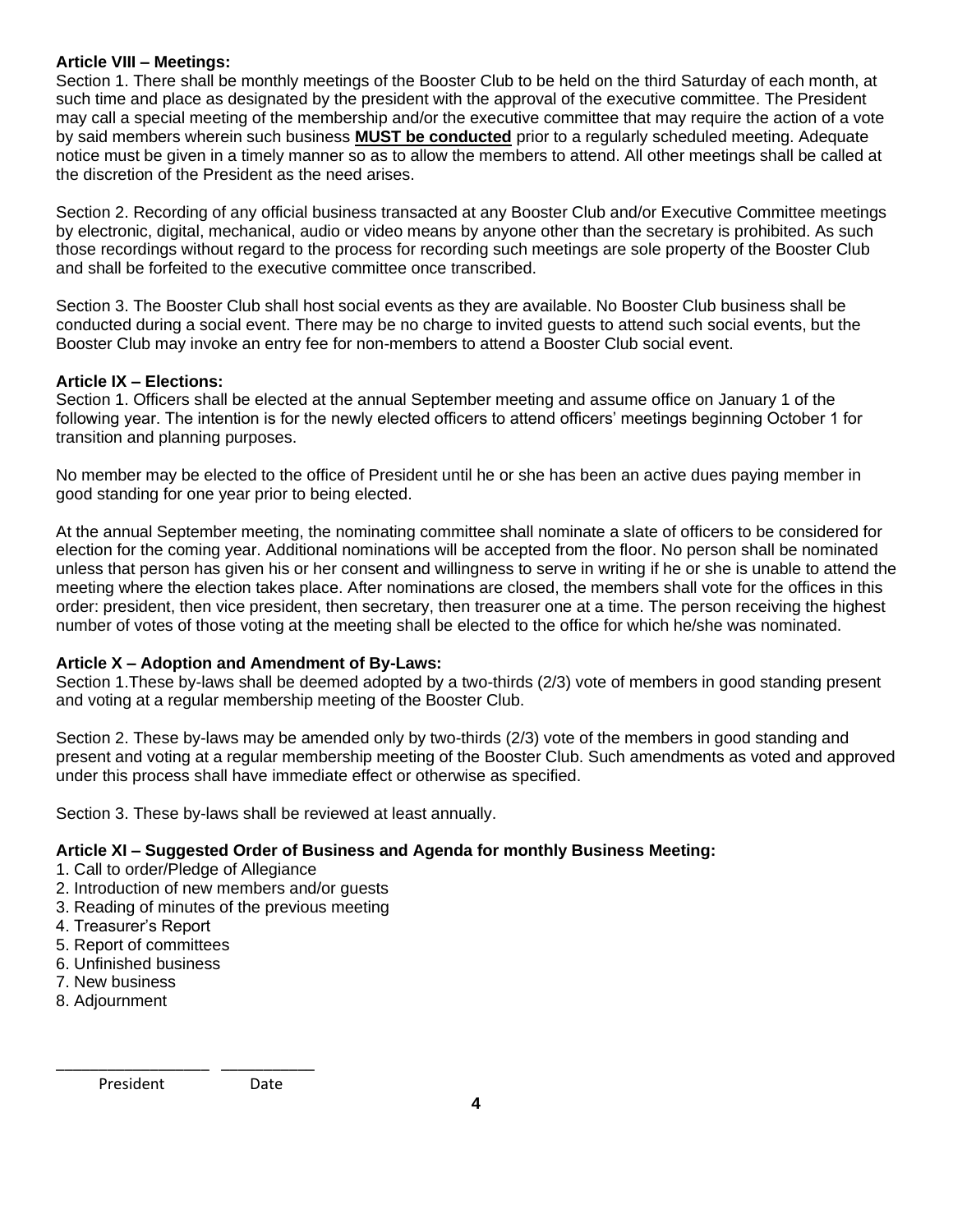**Article VIII – Meetings:**

Section 1. There shall be monthly meetings of the Booster Club to be held on the third Saturday of each month, at such time and place as designated by the president with the approval of the executive committee. The President may call a special meeting of the membership and/or the executive committee that may require the action of a vote by said members wherein such business **MUST be conducted** prior to a regularly scheduled meeting. Adequate notice must be given in a timely manner so as to allow the members to attend. All other meetings shall be called at the discretion of the President as the need arises.

Section 2. Recording of any official business transacted at any Booster Club and/or Executive Committee meetings by electronic, digital, mechanical, audio or video means by anyone other than the secretary is prohibited. As such those recordings without regard to the process for recording such meetings are sole property of the Booster Club and shall be forfeited to the executive committee once transcribed.

Section 3. The Booster Club shall host social events as they are available. No Booster Club business shall be conducted during a social event. There may be no charge to invited guests to attend such social events, but the Booster Club may invoke an entry fee for non-members to attend a Booster Club social event.

**Article IX – Elections:**

Section 1. Officers shall be elected at the annual September meeting and assume office on January 1 of the following year. The intention is for the newly elected officers to attend officers' meetings beginning October 1 for transition and planning purposes.

No member may be elected to the office of President until he or she has been an active dues paying member in good standing for one year prior to being elected.

At the annual September meeting, the nominating committee shall nominate a slate of officers to be considered for election for the coming year. Additional nominations will be accepted from the floor. No person shall be nominated unless that person has given his or her consent and willingness to serve in writing if he or she is unable to attend the meeting where the election takes place. After nominations are closed, the members shall vote for the offices in this order: president, then vice president, then secretary, then treasurer one at a time. The person receiving the highest number of votes of those voting at the meeting shall be elected to the office for which he/she was nominated.

**Article X – Adoption and Amendment of By-Laws:**

Section 1.These by-laws shall be deemed adopted by a two-thirds (2/3) vote of members in good standing present and voting at a regular membership meeting of the Booster Club.

Section 2. These by-laws may be amended only by two-thirds (2/3) vote of the members in good standing and present and voting at a regular membership meeting of the Booster Club. Such amendments as voted and approved under this process shall have immediate effect or otherwise as specified.

Section 3. These by-laws shall be reviewed at least annually.

**Article XI – Suggested Order of Business and Agenda for monthly Business Meeting:**

1. Call to order/Pledge of Allegiance
2. Introduction of new members and/or guests
3. Reading of minutes of the previous meeting
4. Treasurer's Report
5. Report of committees
6. Unfinished business
7. New business
8. Adjournment

_________________ __________

President Date